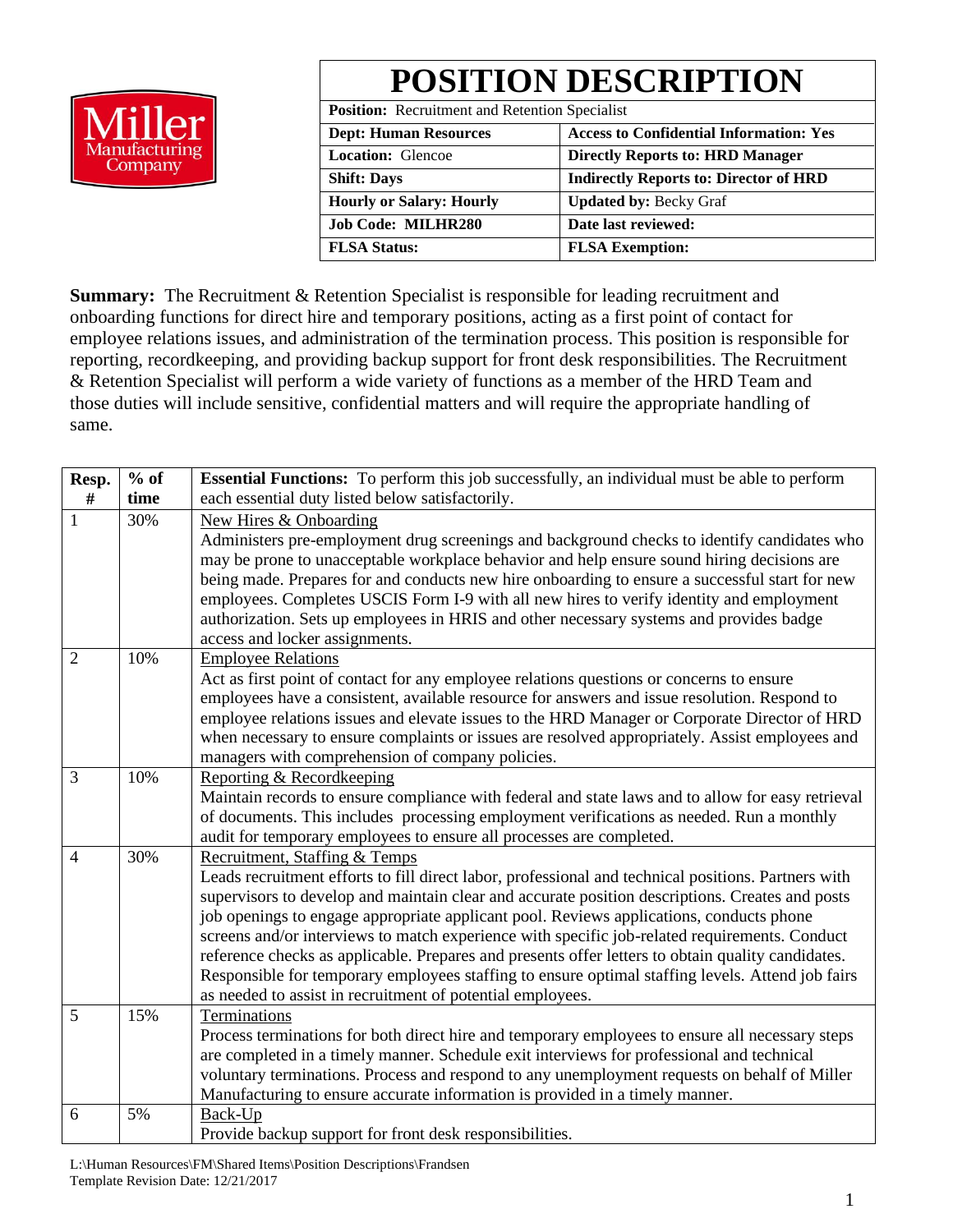Miller Manufacturing Company

# POSITION DESCRIPTION

| **Position:** Recruitment and Retention Specialist | |
|---|---|
| **Dept: Human Resources** | **Access to Confidential Information: Yes** |
| **Location:** Glencoe | **Directly Reports to: HRD Manager** |
| **Shift: Days** | **Indirectly Reports to: Director of HRD** |
| **Hourly or Salary: Hourly** | **Updated by:** Becky Graf |
| **Job Code: MILHR280** | **Date last reviewed:** |
| **FLSA Status:** | **FLSA Exemption:** |

**Summary:** The Recruitment & Retention Specialist is responsible for leading recruitment and onboarding functions for direct hire and temporary positions, acting as a first point of contact for employee relations issues, and administration of the termination process. This position is responsible for reporting, recordkeeping, and providing backup support for front desk responsibilities. The Recruitment & Retention Specialist will perform a wide variety of functions as a member of the HRD Team and those duties will include sensitive, confidential matters and will require the appropriate handling of same.

| Resp. # | % of time | **Essential Functions:** To perform this job successfully, an individual must be able to perform each essential duty listed below satisfactorily. |
|---|---|---|
| 1 | 30% | New Hires & Onboarding<br>Administers pre-employment drug screenings and background checks to identify candidates who may be prone to unacceptable workplace behavior and help ensure sound hiring decisions are being made. Prepares for and conducts new hire onboarding to ensure a successful start for new employees. Completes USCIS Form I-9 with all new hires to verify identity and employment authorization. Sets up employees in HRIS and other necessary systems and provides badge access and locker assignments. |
| 2 | 10% | Employee Relations<br>Act as first point of contact for any employee relations questions or concerns to ensure employees have a consistent, available resource for answers and issue resolution. Respond to employee relations issues and elevate issues to the HRD Manager or Corporate Director of HRD when necessary to ensure complaints or issues are resolved appropriately. Assist employees and managers with comprehension of company policies. |
| 3 | 10% | Reporting & Recordkeeping<br>Maintain records to ensure compliance with federal and state laws and to allow for easy retrieval of documents. This includes processing employment verifications as needed. Run a monthly audit for temporary employees to ensure all processes are completed. |
| 4 | 30% | Recruitment, Staffing & Temps<br>Leads recruitment efforts to fill direct labor, professional and technical positions. Partners with supervisors to develop and maintain clear and accurate position descriptions. Creates and posts job openings to engage appropriate applicant pool. Reviews applications, conducts phone screens and/or interviews to match experience with specific job-related requirements. Conduct reference checks as applicable. Prepares and presents offer letters to obtain quality candidates. Responsible for temporary employees staffing to ensure optimal staffing levels. Attend job fairs as needed to assist in recruitment of potential employees. |
| 5 | 15% | Terminations<br>Process terminations for both direct hire and temporary employees to ensure all necessary steps are completed in a timely manner. Schedule exit interviews for professional and technical voluntary terminations. Process and respond to any unemployment requests on behalf of Miller Manufacturing to ensure accurate information is provided in a timely manner. |
| 6 | 5% | Back-Up<br>Provide backup support for front desk responsibilities. |

L:\Human Resources\FM\Shared Items\Position Descriptions\Frandsen
Template Revision Date: 12/21/2017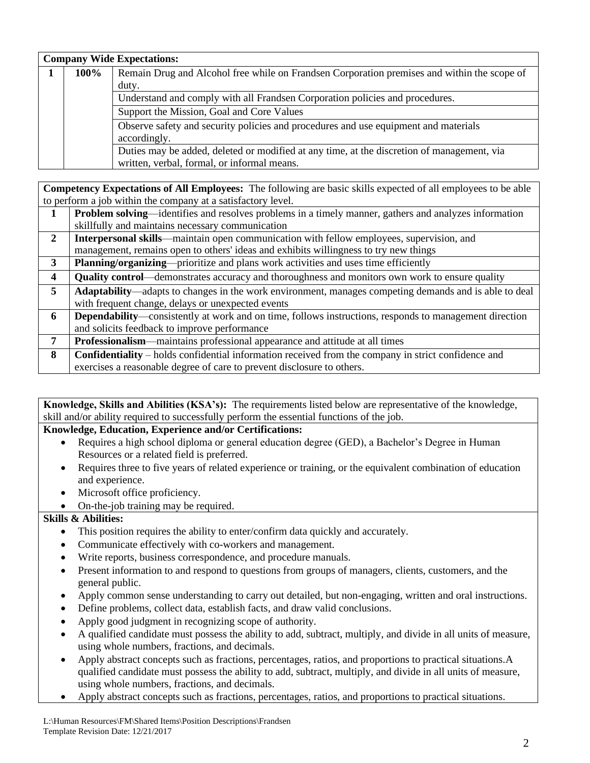| Company Wide Expectations: | | |
|---|---|---|
| 1 | 100% | Remain Drug and Alcohol free while on Frandsen Corporation premises and within the scope of duty. |
| | | Understand and comply with all Frandsen Corporation policies and procedures. |
| | | Support the Mission, Goal and Core Values |
| | | Observe safety and security policies and procedures and use equipment and materials accordingly. |
| | | Duties may be added, deleted or modified at any time, at the discretion of management, via written, verbal, formal, or informal means. |

| **Competency Expectations of All Employees:** The following are basic skills expected of all employees to be able to perform a job within the company at a satisfactory level. | |
|---|---|
| 1 | **Problem solving**—identifies and resolves problems in a timely manner, gathers and analyzes information skillfully and maintains necessary communication |
| 2 | **Interpersonal skills**—maintain open communication with fellow employees, supervision, and management, remains open to others' ideas and exhibits willingness to try new things |
| 3 | **Planning/organizing**—prioritize and plans work activities and uses time efficiently |
| 4 | **Quality control**—demonstrates accuracy and thoroughness and monitors own work to ensure quality |
| 5 | **Adaptability**—adapts to changes in the work environment, manages competing demands and is able to deal with frequent change, delays or unexpected events |
| 6 | **Dependability**—consistently at work and on time, follows instructions, responds to management direction and solicits feedback to improve performance |
| 7 | **Professionalism**—maintains professional appearance and attitude at all times |
| 8 | **Confidentiality** – holds confidential information received from the company in strict confidence and exercises a reasonable degree of care to prevent disclosure to others. |

**Knowledge, Skills and Abilities (KSA's):** The requirements listed below are representative of the knowledge, skill and/or ability required to successfully perform the essential functions of the job.

**Knowledge, Education, Experience and/or Certifications:**

- Requires a high school diploma or general education degree (GED), a Bachelor's Degree in Human Resources or a related field is preferred.
- Requires three to five years of related experience or training, or the equivalent combination of education and experience.
- Microsoft office proficiency.
- On-the-job training may be required.

**Skills & Abilities:**

- This position requires the ability to enter/confirm data quickly and accurately.
- Communicate effectively with co-workers and management.
- Write reports, business correspondence, and procedure manuals.
- Present information to and respond to questions from groups of managers, clients, customers, and the general public.
- Apply common sense understanding to carry out detailed, but non-engaging, written and oral instructions.
- Define problems, collect data, establish facts, and draw valid conclusions.
- Apply good judgment in recognizing scope of authority.
- A qualified candidate must possess the ability to add, subtract, multiply, and divide in all units of measure, using whole numbers, fractions, and decimals.
- Apply abstract concepts such as fractions, percentages, ratios, and proportions to practical situations.A qualified candidate must possess the ability to add, subtract, multiply, and divide in all units of measure, using whole numbers, fractions, and decimals.
- Apply abstract concepts such as fractions, percentages, ratios, and proportions to practical situations.

L:\Human Resources\FM\Shared Items\Position Descriptions\Frandsen
Template Revision Date: 12/21/2017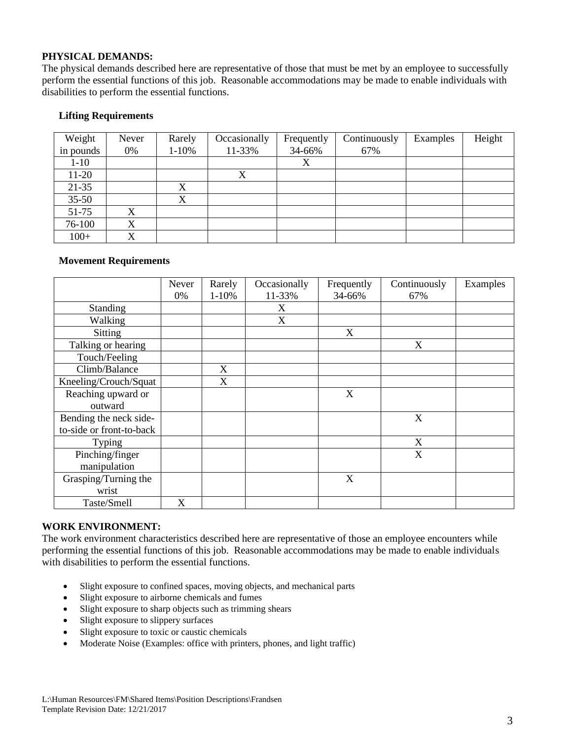**PHYSICAL DEMANDS:**
The physical demands described here are representative of those that must be met by an employee to successfully perform the essential functions of this job. Reasonable accommodations may be made to enable individuals with disabilities to perform the essential functions.

**Lifting Requirements**

| Weight in pounds | Never 0% | Rarely 1-10% | Occasionally 11-33% | Frequently 34-66% | Continuously 67% | Examples | Height |
|---|---|---|---|---|---|---|---|
| 1-10 | | | | X | | | |
| 11-20 | | | X | | | | |
| 21-35 | | X | | | | | |
| 35-50 | | X | | | | | |
| 51-75 | X | | | | | | |
| 76-100 | X | | | | | | |
| 100+ | X | | | | | | |

**Movement Requirements**

| | Never 0% | Rarely 1-10% | Occasionally 11-33% | Frequently 34-66% | Continuously 67% | Examples |
|---|---|---|---|---|---|---|
| Standing | | | X | | | |
| Walking | | | X | | | |
| Sitting | | | | X | | |
| Talking or hearing | | | | | X | |
| Touch/Feeling | | | | | | |
| Climb/Balance | | X | | | | |
| Kneeling/Crouch/Squat | | X | | | | |
| Reaching upward or outward | | | | X | | |
| Bending the neck side-to-side or front-to-back | | | | | X | |
| Typing | | | | | X | |
| Pinching/finger manipulation | | | | | X | |
| Grasping/Turning the wrist | | | | X | | |
| Taste/Smell | X | | | | | |

**WORK ENVIRONMENT:**
The work environment characteristics described here are representative of those an employee encounters while performing the essential functions of this job. Reasonable accommodations may be made to enable individuals with disabilities to perform the essential functions.

- Slight exposure to confined spaces, moving objects, and mechanical parts
- Slight exposure to airborne chemicals and fumes
- Slight exposure to sharp objects such as trimming shears
- Slight exposure to slippery surfaces
- Slight exposure to toxic or caustic chemicals
- Moderate Noise (Examples: office with printers, phones, and light traffic)

L:\Human Resources\FM\Shared Items\Position Descriptions\Frandsen
Template Revision Date: 12/21/2017